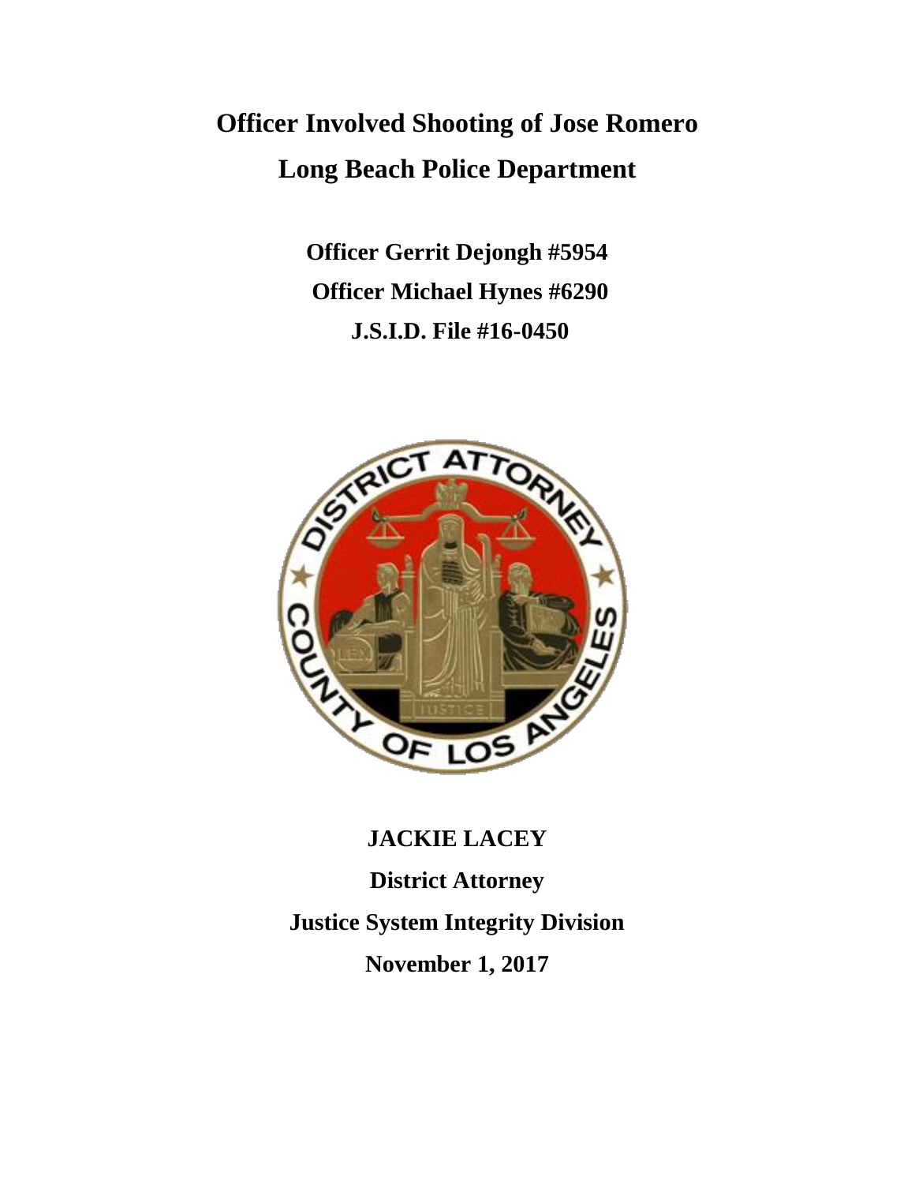# Officer Involved Shooting of Jose Romero
# Long Beach Police Department

**Officer Gerrit Dejongh #5954**

**Officer Michael Hynes #6290**

**J.S.I.D. File #16-0450**

**JACKIE LACEY**

**District Attorney**

**Justice System Integrity Division**

**November 1, 2017**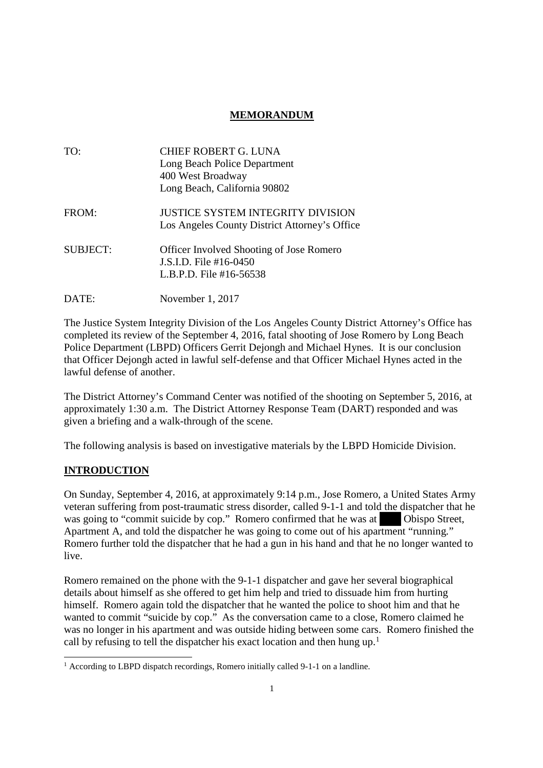# MEMORANDUM

| | |
|---|---|
| TO: | CHIEF ROBERT G. LUNA<br>Long Beach Police Department<br>400 West Broadway<br>Long Beach, California 90802 |
| FROM: | JUSTICE SYSTEM INTEGRITY DIVISION<br>Los Angeles County District Attorney's Office |
| SUBJECT: | Officer Involved Shooting of Jose Romero<br>J.S.I.D. File #16-0450<br>L.B.P.D. File #16-56538 |
| DATE: | November 1, 2017 |

The Justice System Integrity Division of the Los Angeles County District Attorney's Office has completed its review of the September 4, 2016, fatal shooting of Jose Romero by Long Beach Police Department (LBPD) Officers Gerrit Dejongh and Michael Hynes. It is our conclusion that Officer Dejongh acted in lawful self-defense and that Officer Michael Hynes acted in the lawful defense of another.

The District Attorney's Command Center was notified of the shooting on September 5, 2016, at approximately 1:30 a.m. The District Attorney Response Team (DART) responded and was given a briefing and a walk-through of the scene.

The following analysis is based on investigative materials by the LBPD Homicide Division.

## INTRODUCTION

On Sunday, September 4, 2016, at approximately 9:14 p.m., Jose Romero, a United States Army veteran suffering from post-traumatic stress disorder, called 9-1-1 and told the dispatcher that he was going to "commit suicide by cop." Romero confirmed that he was at ████ Obispo Street, Apartment A, and told the dispatcher he was going to come out of his apartment "running." Romero further told the dispatcher that he had a gun in his hand and that he no longer wanted to live.

Romero remained on the phone with the 9-1-1 dispatcher and gave her several biographical details about himself as she offered to get him help and tried to dissuade him from hurting himself. Romero again told the dispatcher that he wanted the police to shoot him and that he wanted to commit "suicide by cop." As the conversation came to a close, Romero claimed he was no longer in his apartment and was outside hiding between some cars. Romero finished the call by refusing to tell the dispatcher his exact location and then hung up.[1]

[1] According to LBPD dispatch recordings, Romero initially called 9-1-1 on a landline.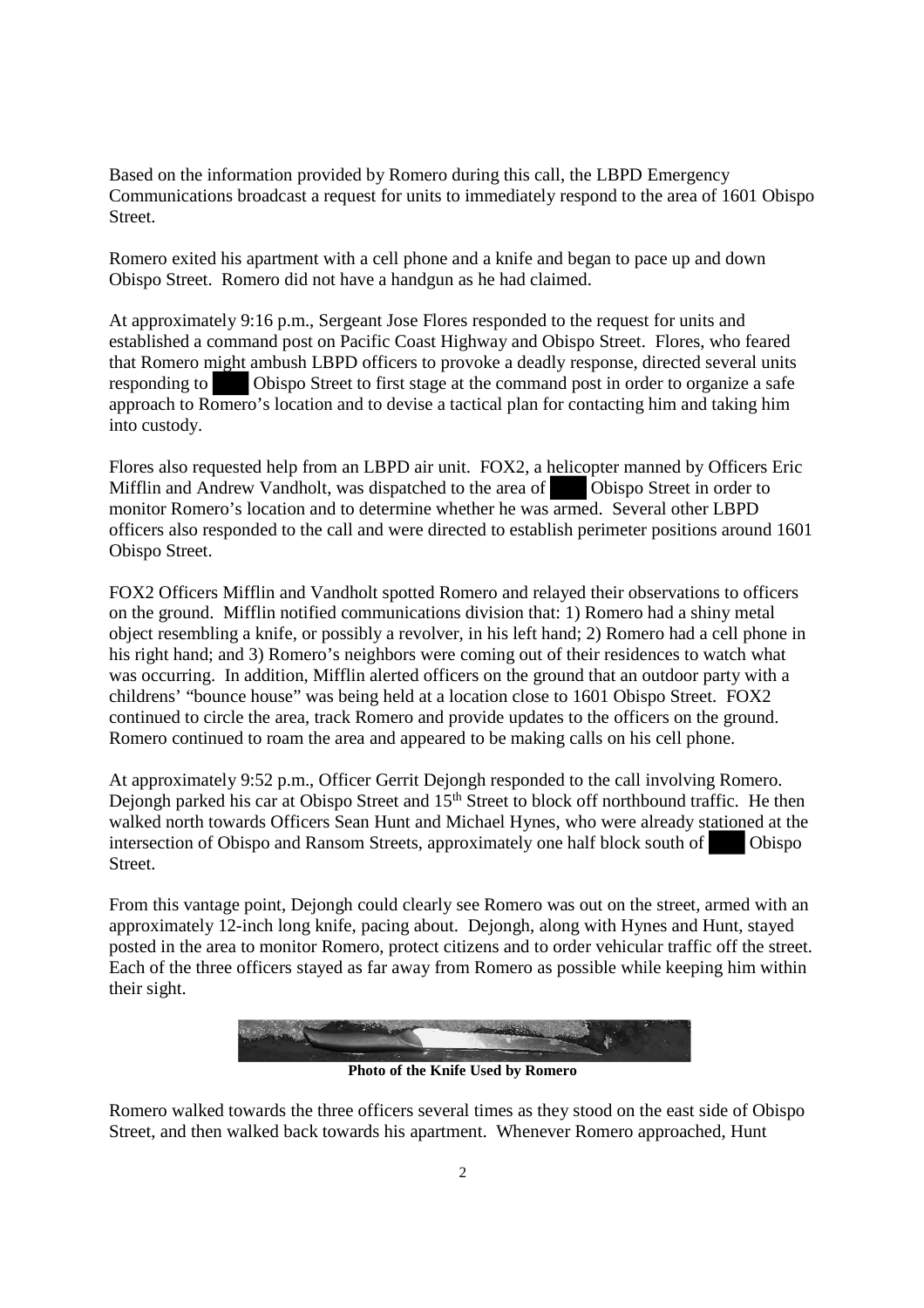Based on the information provided by Romero during this call, the LBPD Emergency Communications broadcast a request for units to immediately respond to the area of 1601 Obispo Street.

Romero exited his apartment with a cell phone and a knife and began to pace up and down Obispo Street. Romero did not have a handgun as he had claimed.

At approximately 9:16 p.m., Sergeant Jose Flores responded to the request for units and established a command post on Pacific Coast Highway and Obispo Street. Flores, who feared that Romero might ambush LBPD officers to provoke a deadly response, directed several units responding to ████ Obispo Street to first stage at the command post in order to organize a safe approach to Romero's location and to devise a tactical plan for contacting him and taking him into custody.

Flores also requested help from an LBPD air unit. FOX2, a helicopter manned by Officers Eric Mifflin and Andrew Vandholt, was dispatched to the area of ████ Obispo Street in order to monitor Romero's location and to determine whether he was armed. Several other LBPD officers also responded to the call and were directed to establish perimeter positions around 1601 Obispo Street.

FOX2 Officers Mifflin and Vandholt spotted Romero and relayed their observations to officers on the ground. Mifflin notified communications division that: 1) Romero had a shiny metal object resembling a knife, or possibly a revolver, in his left hand; 2) Romero had a cell phone in his right hand; and 3) Romero's neighbors were coming out of their residences to watch what was occurring. In addition, Mifflin alerted officers on the ground that an outdoor party with a childrens' "bounce house" was being held at a location close to 1601 Obispo Street. FOX2 continued to circle the area, track Romero and provide updates to the officers on the ground. Romero continued to roam the area and appeared to be making calls on his cell phone.

At approximately 9:52 p.m., Officer Gerrit Dejongh responded to the call involving Romero. Dejongh parked his car at Obispo Street and 15th Street to block off northbound traffic. He then walked north towards Officers Sean Hunt and Michael Hynes, who were already stationed at the intersection of Obispo and Ransom Streets, approximately one half block south of ████ Obispo Street.

From this vantage point, Dejongh could clearly see Romero was out on the street, armed with an approximately 12-inch long knife, pacing about. Dejongh, along with Hynes and Hunt, stayed posted in the area to monitor Romero, protect citizens and to order vehicular traffic off the street. Each of the three officers stayed as far away from Romero as possible while keeping him within their sight.

**Photo of the Knife Used by Romero**

Romero walked towards the three officers several times as they stood on the east side of Obispo Street, and then walked back towards his apartment. Whenever Romero approached, Hunt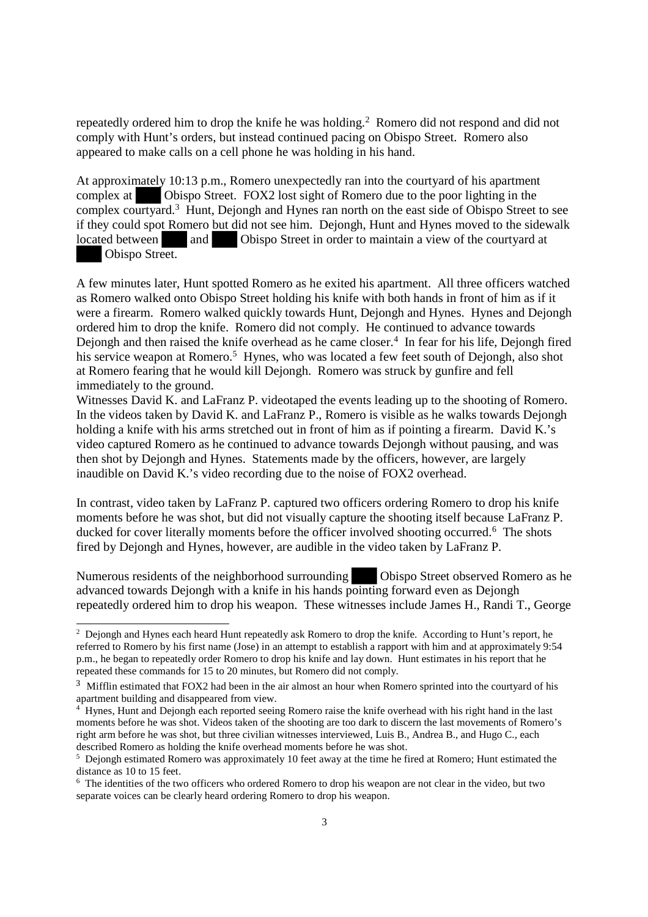repeatedly ordered him to drop the knife he was holding.[2] Romero did not respond and did not comply with Hunt's orders, but instead continued pacing on Obispo Street. Romero also appeared to make calls on a cell phone he was holding in his hand.

At approximately 10:13 p.m., Romero unexpectedly ran into the courtyard of his apartment complex at ███ Obispo Street. FOX2 lost sight of Romero due to the poor lighting in the complex courtyard.[3] Hunt, Dejongh and Hynes ran north on the east side of Obispo Street to see if they could spot Romero but did not see him. Dejongh, Hunt and Hynes moved to the sidewalk located between ███ and ███ Obispo Street in order to maintain a view of the courtyard at ███ Obispo Street.

A few minutes later, Hunt spotted Romero as he exited his apartment. All three officers watched as Romero walked onto Obispo Street holding his knife with both hands in front of him as if it were a firearm. Romero walked quickly towards Hunt, Dejongh and Hynes. Hynes and Dejongh ordered him to drop the knife. Romero did not comply. He continued to advance towards Dejongh and then raised the knife overhead as he came closer.[4] In fear for his life, Dejongh fired his service weapon at Romero.[5] Hynes, who was located a few feet south of Dejongh, also shot at Romero fearing that he would kill Dejongh. Romero was struck by gunfire and fell immediately to the ground.

Witnesses David K. and LaFranz P. videotaped the events leading up to the shooting of Romero. In the videos taken by David K. and LaFranz P., Romero is visible as he walks towards Dejongh holding a knife with his arms stretched out in front of him as if pointing a firearm. David K.'s video captured Romero as he continued to advance towards Dejongh without pausing, and was then shot by Dejongh and Hynes. Statements made by the officers, however, are largely inaudible on David K.'s video recording due to the noise of FOX2 overhead.

In contrast, video taken by LaFranz P. captured two officers ordering Romero to drop his knife moments before he was shot, but did not visually capture the shooting itself because LaFranz P. ducked for cover literally moments before the officer involved shooting occurred.[6] The shots fired by Dejongh and Hynes, however, are audible in the video taken by LaFranz P.

Numerous residents of the neighborhood surrounding ███ Obispo Street observed Romero as he advanced towards Dejongh with a knife in his hands pointing forward even as Dejongh repeatedly ordered him to drop his weapon. These witnesses include James H., Randi T., George

---

[2] Dejongh and Hynes each heard Hunt repeatedly ask Romero to drop the knife. According to Hunt's report, he referred to Romero by his first name (Jose) in an attempt to establish a rapport with him and at approximately 9:54 p.m., he began to repeatedly order Romero to drop his knife and lay down. Hunt estimates in his report that he repeated these commands for 15 to 20 minutes, but Romero did not comply.

[3] Mifflin estimated that FOX2 had been in the air almost an hour when Romero sprinted into the courtyard of his apartment building and disappeared from view.

[4] Hynes, Hunt and Dejongh each reported seeing Romero raise the knife overhead with his right hand in the last moments before he was shot. Videos taken of the shooting are too dark to discern the last movements of Romero's right arm before he was shot, but three civilian witnesses interviewed, Luis B., Andrea B., and Hugo C., each described Romero as holding the knife overhead moments before he was shot.

[5] Dejongh estimated Romero was approximately 10 feet away at the time he fired at Romero; Hunt estimated the distance as 10 to 15 feet.

[6] The identities of the two officers who ordered Romero to drop his weapon are not clear in the video, but two separate voices can be clearly heard ordering Romero to drop his weapon.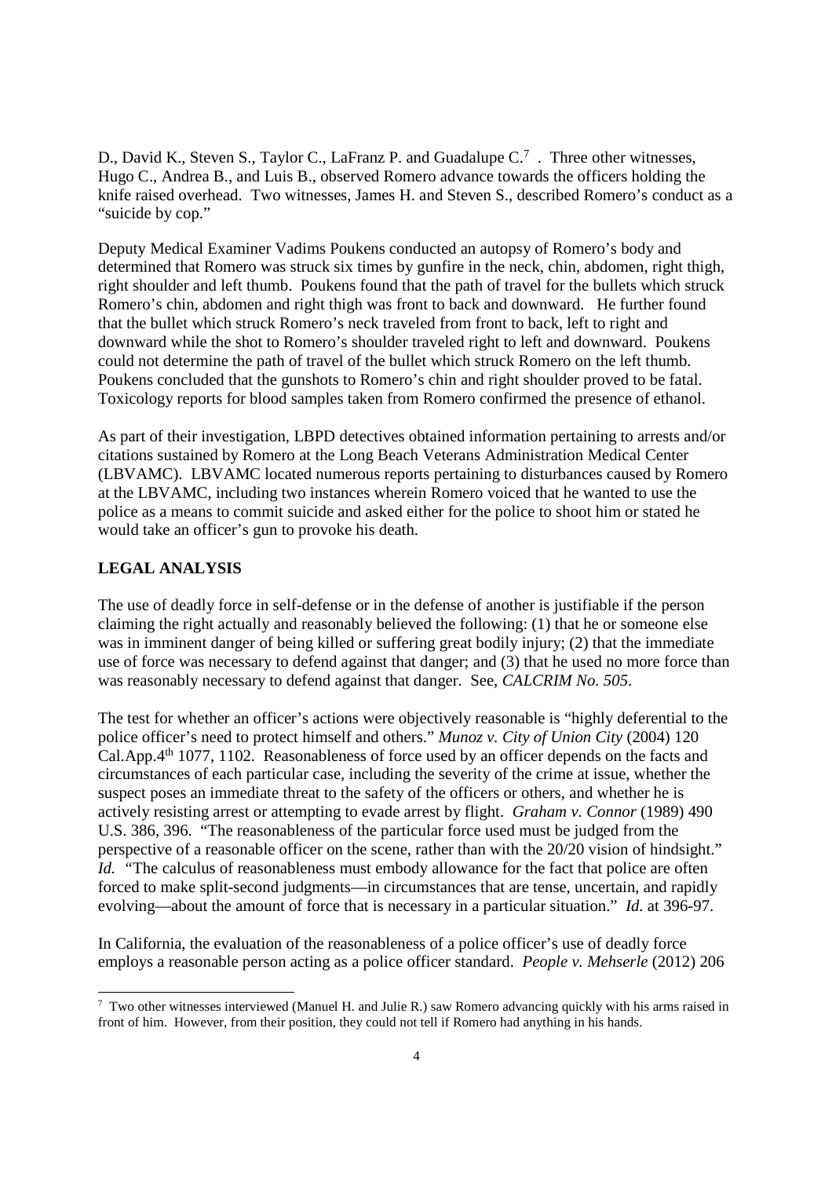D., David K., Steven S., Taylor C., LaFranz P. and Guadalupe C.[7] . Three other witnesses, Hugo C., Andrea B., and Luis B., observed Romero advance towards the officers holding the knife raised overhead. Two witnesses, James H. and Steven S., described Romero's conduct as a "suicide by cop."

Deputy Medical Examiner Vadims Poukens conducted an autopsy of Romero's body and determined that Romero was struck six times by gunfire in the neck, chin, abdomen, right thigh, right shoulder and left thumb. Poukens found that the path of travel for the bullets which struck Romero's chin, abdomen and right thigh was front to back and downward. He further found that the bullet which struck Romero's neck traveled from front to back, left to right and downward while the shot to Romero's shoulder traveled right to left and downward. Poukens could not determine the path of travel of the bullet which struck Romero on the left thumb. Poukens concluded that the gunshots to Romero's chin and right shoulder proved to be fatal. Toxicology reports for blood samples taken from Romero confirmed the presence of ethanol.

As part of their investigation, LBPD detectives obtained information pertaining to arrests and/or citations sustained by Romero at the Long Beach Veterans Administration Medical Center (LBVAMC). LBVAMC located numerous reports pertaining to disturbances caused by Romero at the LBVAMC, including two instances wherein Romero voiced that he wanted to use the police as a means to commit suicide and asked either for the police to shoot him or stated he would take an officer's gun to provoke his death.

**LEGAL ANALYSIS**

The use of deadly force in self-defense or in the defense of another is justifiable if the person claiming the right actually and reasonably believed the following: (1) that he or someone else was in imminent danger of being killed or suffering great bodily injury; (2) that the immediate use of force was necessary to defend against that danger; and (3) that he used no more force than was reasonably necessary to defend against that danger. See, *CALCRIM No. 505*.

The test for whether an officer's actions were objectively reasonable is "highly deferential to the police officer's need to protect himself and others." *Munoz v. City of Union City* (2004) 120 Cal.App.4th 1077, 1102. Reasonableness of force used by an officer depends on the facts and circumstances of each particular case, including the severity of the crime at issue, whether the suspect poses an immediate threat to the safety of the officers or others, and whether he is actively resisting arrest or attempting to evade arrest by flight. *Graham v. Connor* (1989) 490 U.S. 386, 396. "The reasonableness of the particular force used must be judged from the perspective of a reasonable officer on the scene, rather than with the 20/20 vision of hindsight." *Id.* "The calculus of reasonableness must embody allowance for the fact that police are often forced to make split-second judgments—in circumstances that are tense, uncertain, and rapidly evolving—about the amount of force that is necessary in a particular situation." *Id.* at 396-97.

In California, the evaluation of the reasonableness of a police officer's use of deadly force employs a reasonable person acting as a police officer standard. *People v. Mehserle* (2012) 206

[7] Two other witnesses interviewed (Manuel H. and Julie R.) saw Romero advancing quickly with his arms raised in front of him. However, from their position, they could not tell if Romero had anything in his hands.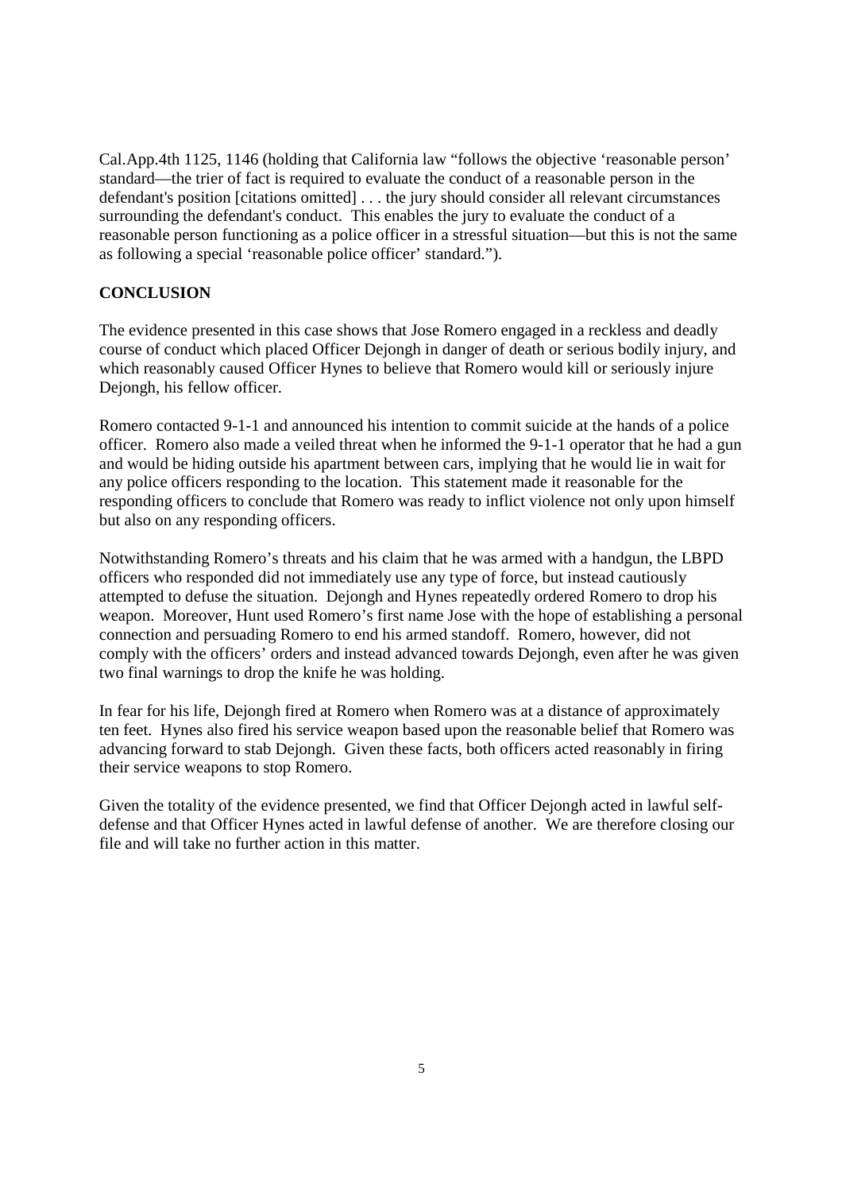Cal.App.4th 1125, 1146 (holding that California law "follows the objective 'reasonable person' standard—the trier of fact is required to evaluate the conduct of a reasonable person in the defendant's position [citations omitted] . . . the jury should consider all relevant circumstances surrounding the defendant's conduct. This enables the jury to evaluate the conduct of a reasonable person functioning as a police officer in a stressful situation—but this is not the same as following a special 'reasonable police officer' standard.").

**CONCLUSION**

The evidence presented in this case shows that Jose Romero engaged in a reckless and deadly course of conduct which placed Officer Dejongh in danger of death or serious bodily injury, and which reasonably caused Officer Hynes to believe that Romero would kill or seriously injure Dejongh, his fellow officer.

Romero contacted 9-1-1 and announced his intention to commit suicide at the hands of a police officer. Romero also made a veiled threat when he informed the 9-1-1 operator that he had a gun and would be hiding outside his apartment between cars, implying that he would lie in wait for any police officers responding to the location. This statement made it reasonable for the responding officers to conclude that Romero was ready to inflict violence not only upon himself but also on any responding officers.

Notwithstanding Romero's threats and his claim that he was armed with a handgun, the LBPD officers who responded did not immediately use any type of force, but instead cautiously attempted to defuse the situation. Dejongh and Hynes repeatedly ordered Romero to drop his weapon. Moreover, Hunt used Romero's first name Jose with the hope of establishing a personal connection and persuading Romero to end his armed standoff. Romero, however, did not comply with the officers' orders and instead advanced towards Dejongh, even after he was given two final warnings to drop the knife he was holding.

In fear for his life, Dejongh fired at Romero when Romero was at a distance of approximately ten feet. Hynes also fired his service weapon based upon the reasonable belief that Romero was advancing forward to stab Dejongh. Given these facts, both officers acted reasonably in firing their service weapons to stop Romero.

Given the totality of the evidence presented, we find that Officer Dejongh acted in lawful self-defense and that Officer Hynes acted in lawful defense of another. We are therefore closing our file and will take no further action in this matter.